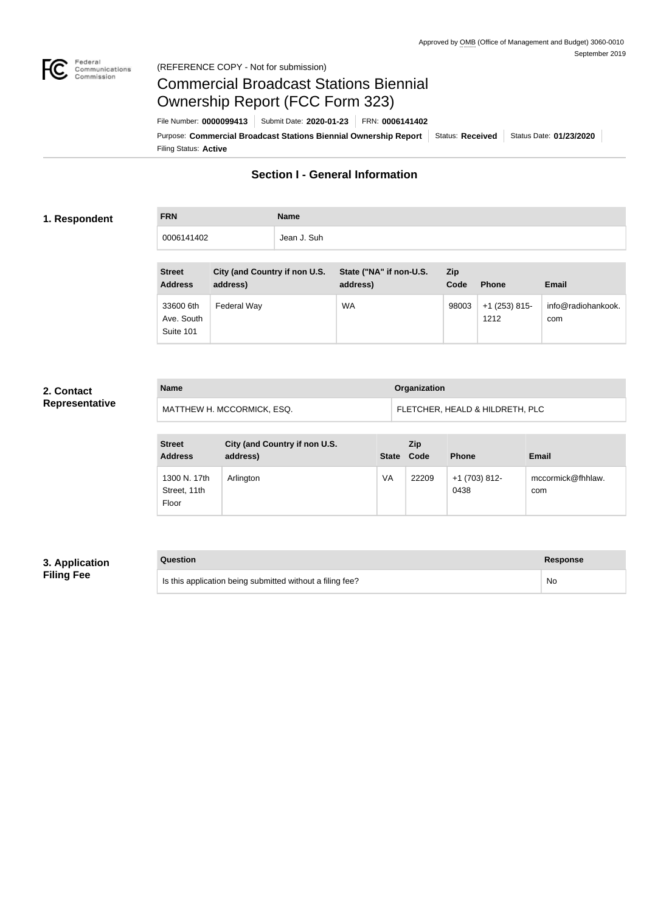Approved by OMB (Office of Management and Budget) 3060-0010
September 2019

(REFERENCE COPY - Not for submission)

# Commercial Broadcast Stations Biennial Ownership Report (FCC Form 323)

File Number: **0000099413** | Submit Date: **2020-01-23** | FRN: **0006141402**

Purpose: **Commercial Broadcast Stations Biennial Ownership Report** | Status: **Received** | Status Date: **01/23/2020**

Filing Status: **Active**

## Section I - General Information

### 1. Respondent

| FRN | Name |
|---|---|
| 0006141402 | Jean J. Suh |

| Street Address | City (and Country if non U.S. address) | State ("NA" if non-U.S. address) | Zip Code | Phone | Email |
|---|---|---|---|---|---|
| 33600 6th Ave. South Suite 101 | Federal Way | WA | 98003 | +1 (253) 815-1212 | info@radiohankook.com |

### 2. Contact Representative

| Name | Organization |
|---|---|
| MATTHEW H. MCCORMICK, ESQ. | FLETCHER, HEALD & HILDRETH, PLC |

| Street Address | City (and Country if non U.S. address) | State | Zip Code | Phone | Email |
|---|---|---|---|---|---|
| 1300 N. 17th Street, 11th Floor | Arlington | VA | 22209 | +1 (703) 812-0438 | mccormick@fhhlaw.com |

### 3. Application Filing Fee

| Question | Response |
|---|---|
| Is this application being submitted without a filing fee? | No |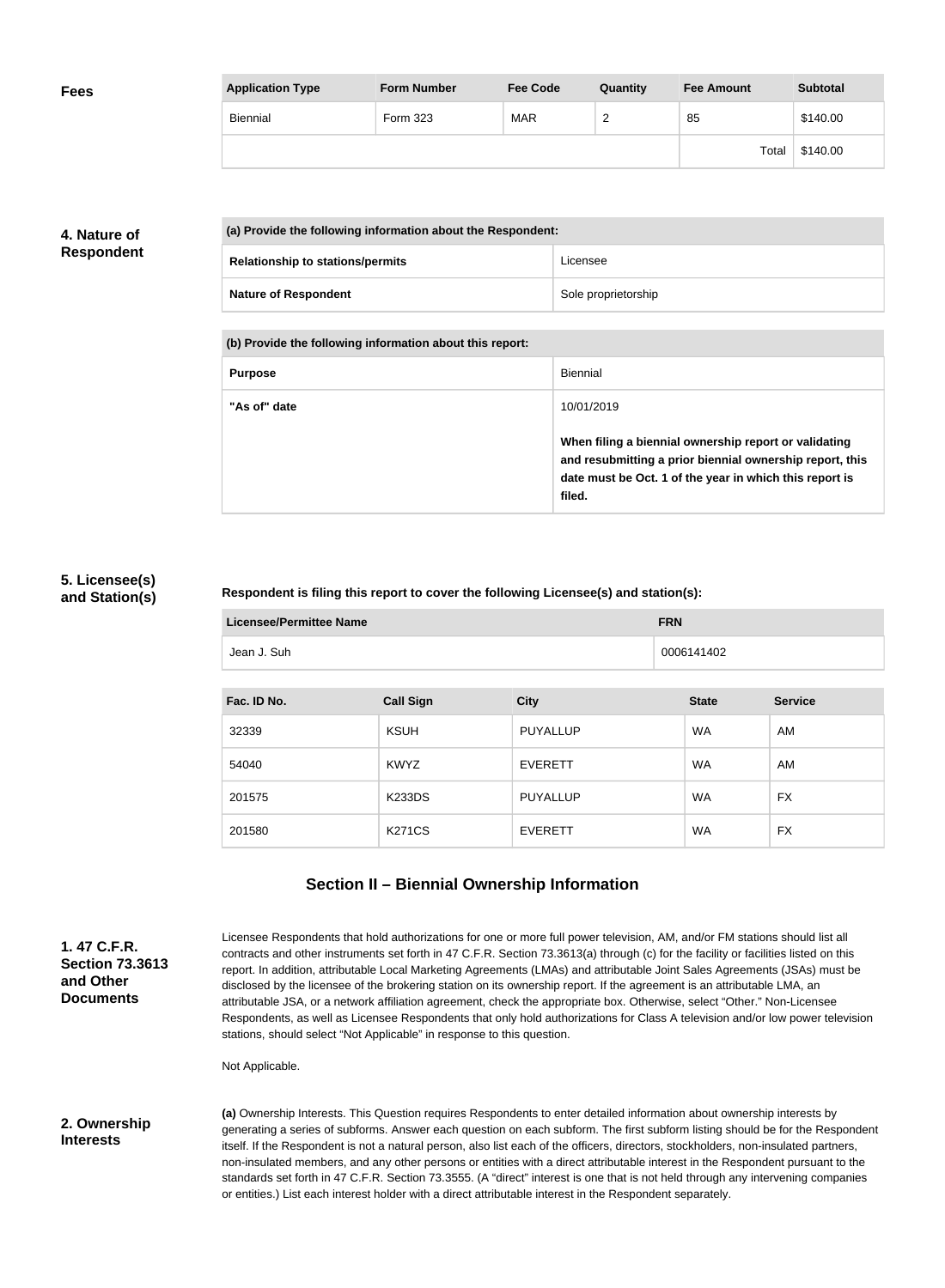**Fees**

| Application Type | Form Number | Fee Code | Quantity | Fee Amount | Subtotal |
| --- | --- | --- | --- | --- | --- |
| Biennial | Form 323 | MAR | 2 | 85 | $140.00 |
| | | | | Total | $140.00 |

## 4. Nature of Respondent

| (a) Provide the following information about the Respondent: | |
| --- | --- |
| Relationship to stations/permits | Licensee |
| Nature of Respondent | Sole proprietorship |

| (b) Provide the following information about this report: | |
| --- | --- |
| Purpose | Biennial |
| "As of" date | 10/01/2019<br><br>**When filing a biennial ownership report or validating and resubmitting a prior biennial ownership report, this date must be Oct. 1 of the year in which this report is filed.** |

## 5. Licensee(s) and Station(s)

**Respondent is filing this report to cover the following Licensee(s) and station(s):**

| Licensee/Permittee Name | FRN |
| --- | --- |
| Jean J. Suh | 0006141402 |

| Fac. ID No. | Call Sign | City | State | Service |
| --- | --- | --- | --- | --- |
| 32339 | KSUH | PUYALLUP | WA | AM |
| 54040 | KWYZ | EVERETT | WA | AM |
| 201575 | K233DS | PUYALLUP | WA | FX |
| 201580 | K271CS | EVERETT | WA | FX |

## Section II – Biennial Ownership Information

### 1. 47 C.F.R. Section 73.3613 and Other Documents

Licensee Respondents that hold authorizations for one or more full power television, AM, and/or FM stations should list all contracts and other instruments set forth in 47 C.F.R. Section 73.3613(a) through (c) for the facility or facilities listed on this report. In addition, attributable Local Marketing Agreements (LMAs) and attributable Joint Sales Agreements (JSAs) must be disclosed by the licensee of the brokering station on its ownership report. If the agreement is an attributable LMA, an attributable JSA, or a network affiliation agreement, check the appropriate box. Otherwise, select "Other." Non-Licensee Respondents, as well as Licensee Respondents that only hold authorizations for Class A television and/or low power television stations, should select "Not Applicable" in response to this question.

Not Applicable.

### 2. Ownership Interests

**(a)** Ownership Interests. This Question requires Respondents to enter detailed information about ownership interests by generating a series of subforms. Answer each question on each subform. The first subform listing should be for the Respondent itself. If the Respondent is not a natural person, also list each of the officers, directors, stockholders, non-insulated partners, non-insulated members, and any other persons or entities with a direct attributable interest in the Respondent pursuant to the standards set forth in 47 C.F.R. Section 73.3555. (A "direct" interest is one that is not held through any intervening companies or entities.) List each interest holder with a direct attributable interest in the Respondent separately.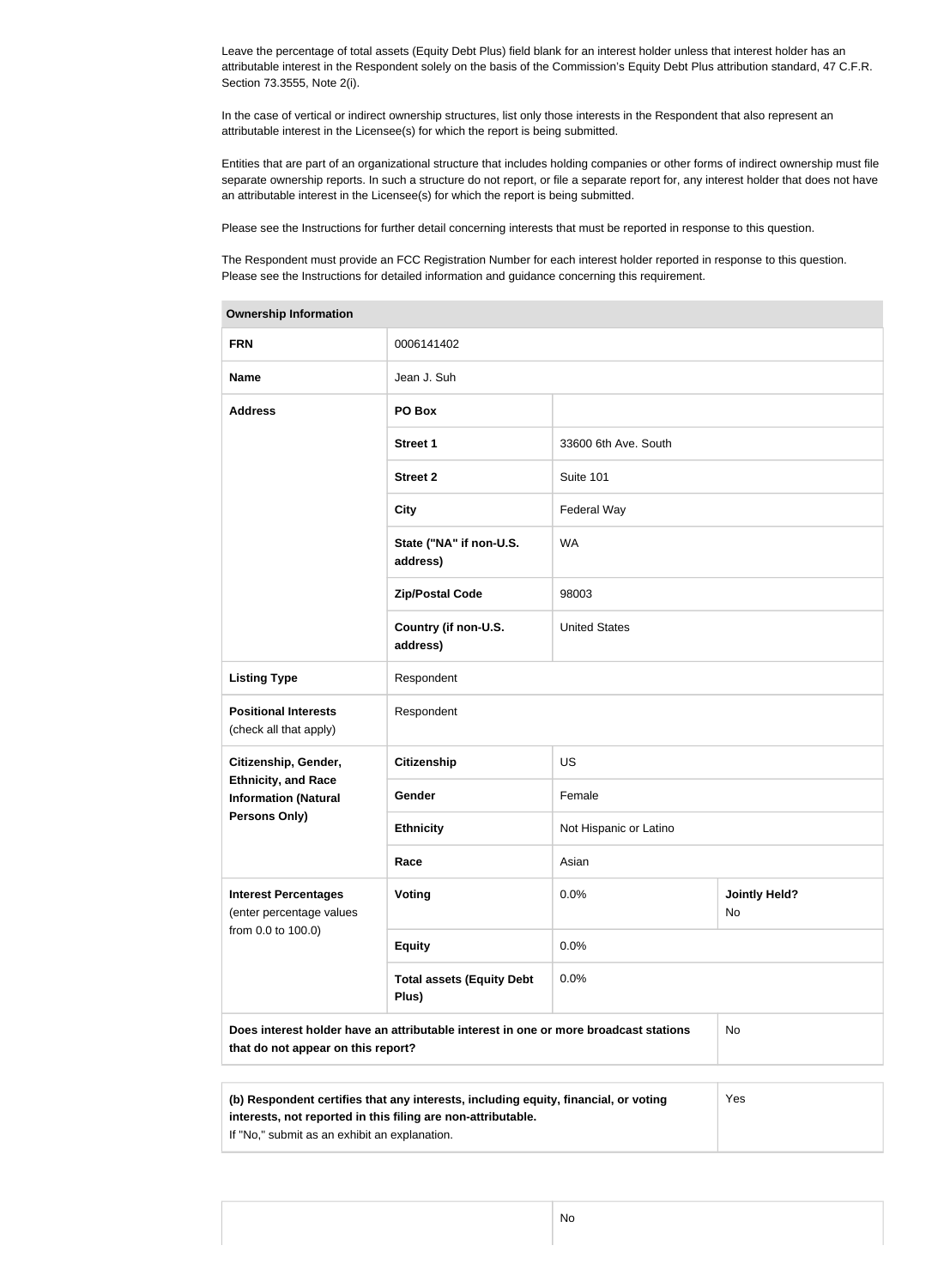Leave the percentage of total assets (Equity Debt Plus) field blank for an interest holder unless that interest holder has an attributable interest in the Respondent solely on the basis of the Commission's Equity Debt Plus attribution standard, 47 C.F.R. Section 73.3555, Note 2(i).

In the case of vertical or indirect ownership structures, list only those interests in the Respondent that also represent an attributable interest in the Licensee(s) for which the report is being submitted.

Entities that are part of an organizational structure that includes holding companies or other forms of indirect ownership must file separate ownership reports. In such a structure do not report, or file a separate report for, any interest holder that does not have an attributable interest in the Licensee(s) for which the report is being submitted.

Please see the Instructions for further detail concerning interests that must be reported in response to this question.

The Respondent must provide an FCC Registration Number for each interest holder reported in response to this question. Please see the Instructions for detailed information and guidance concerning this requirement.

| **Ownership Information** | | | |
|---|---|---|---|
| **FRN** | 0006141402 | | |
| **Name** | Jean J. Suh | | |
| **Address** | **PO Box** | | |
| | **Street 1** | 33600 6th Ave. South | |
| | **Street 2** | Suite 101 | |
| | **City** | Federal Way | |
| | **State ("NA" if non-U.S. address)** | WA | |
| | **Zip/Postal Code** | 98003 | |
| | **Country (if non-U.S. address)** | United States | |
| **Listing Type** | Respondent | | |
| **Positional Interests** (check all that apply) | Respondent | | |
| **Citizenship, Gender, Ethnicity, and Race Information (Natural Persons Only)** | **Citizenship** | US | |
| | **Gender** | Female | |
| | **Ethnicity** | Not Hispanic or Latino | |
| | **Race** | Asian | |
| **Interest Percentages** (enter percentage values from 0.0 to 100.0) | **Voting** | 0.0% | **Jointly Held?** No |
| | **Equity** | 0.0% | |
| | **Total assets (Equity Debt Plus)** | 0.0% | |
| **Does interest holder have an attributable interest in one or more broadcast stations that do not appear on this report?** | | | No |

| | |
|---|---|
| **(b) Respondent certifies that any interests, including equity, financial, or voting interests, not reported in this filing are non-attributable.** If "No," submit as an exhibit an explanation. | Yes |

| | |
|---|---|
| | No |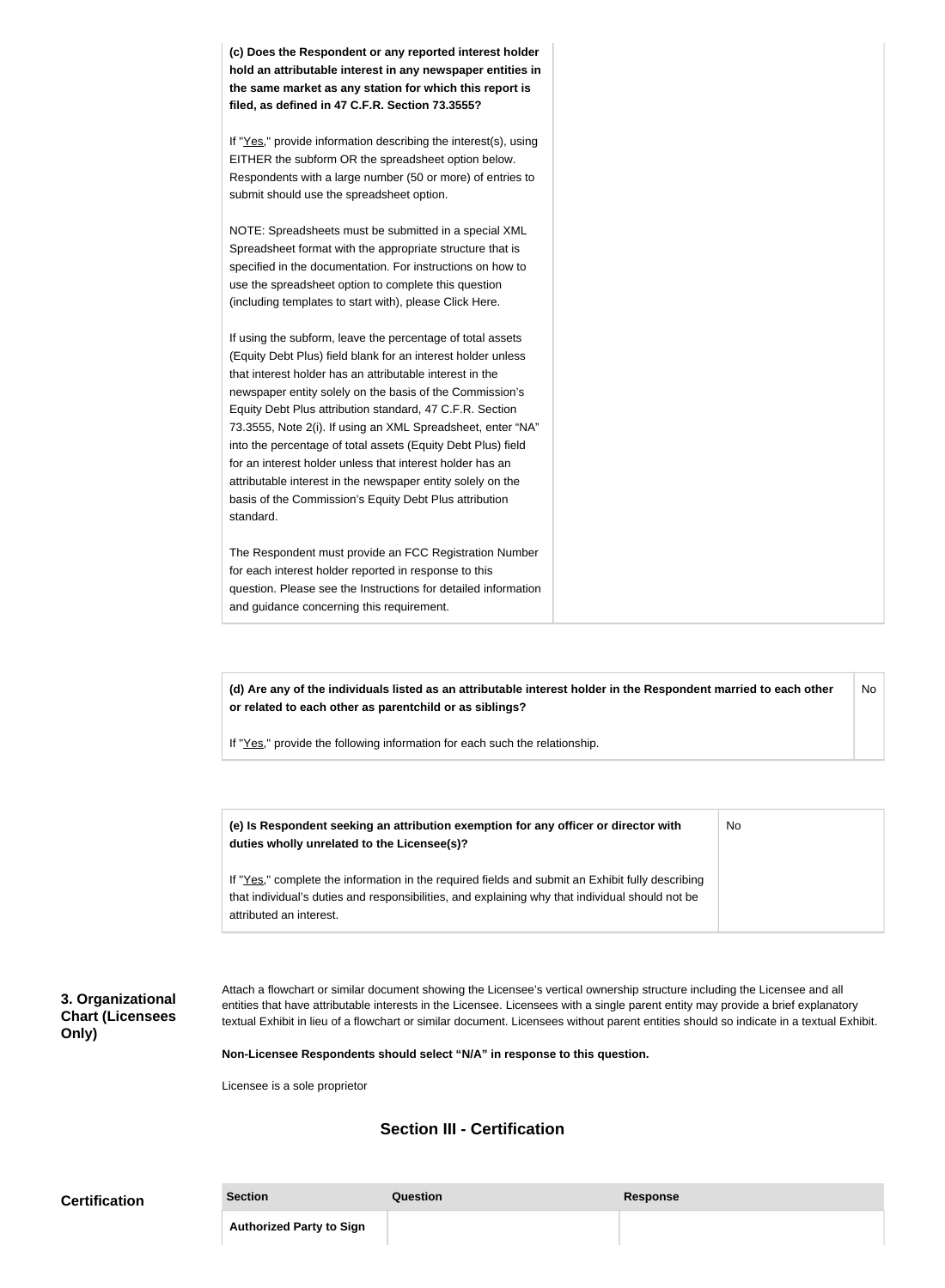| | |
|---|---|
| **(c) Does the Respondent or any reported interest holder hold an attributable interest in any newspaper entities in the same market as any station for which this report is filed, as defined in 47 C.F.R. Section 73.3555?**<br><br>If "Yes," provide information describing the interest(s), using EITHER the subform OR the spreadsheet option below. Respondents with a large number (50 or more) of entries to submit should use the spreadsheet option.<br><br>NOTE: Spreadsheets must be submitted in a special XML Spreadsheet format with the appropriate structure that is specified in the documentation. For instructions on how to use the spreadsheet option to complete this question (including templates to start with), please Click Here.<br><br>If using the subform, leave the percentage of total assets (Equity Debt Plus) field blank for an interest holder unless that interest holder has an attributable interest in the newspaper entity solely on the basis of the Commission's Equity Debt Plus attribution standard, 47 C.F.R. Section 73.3555, Note 2(i). If using an XML Spreadsheet, enter "NA" into the percentage of total assets (Equity Debt Plus) field for an interest holder unless that interest holder has an attributable interest in the newspaper entity solely on the basis of the Commission's Equity Debt Plus attribution standard.<br><br>The Respondent must provide an FCC Registration Number for each interest holder reported in response to this question. Please see the Instructions for detailed information and guidance concerning this requirement. | |

| | |
|---|---|
| **(d) Are any of the individuals listed as an attributable interest holder in the Respondent married to each other or related to each other as parentchild or as siblings?**<br><br>If "Yes," provide the following information for each such the relationship. | No |

| | |
|---|---|
| **(e) Is Respondent seeking an attribution exemption for any officer or director with duties wholly unrelated to the Licensee(s)?**<br><br>If "Yes," complete the information in the required fields and submit an Exhibit fully describing that individual's duties and responsibilities, and explaining why that individual should not be attributed an interest. | No |

**3. Organizational Chart (Licensees Only)**

Attach a flowchart or similar document showing the Licensee's vertical ownership structure including the Licensee and all entities that have attributable interests in the Licensee. Licensees with a single parent entity may provide a brief explanatory textual Exhibit in lieu of a flowchart or similar document. Licensees without parent entities should so indicate in a textual Exhibit.

**Non-Licensee Respondents should select "N/A" in response to this question.**

Licensee is a sole proprietor

## Section III - Certification

**Certification**

| Section | Question | Response |
|---|---|---|
| **Authorized Party to Sign** | | |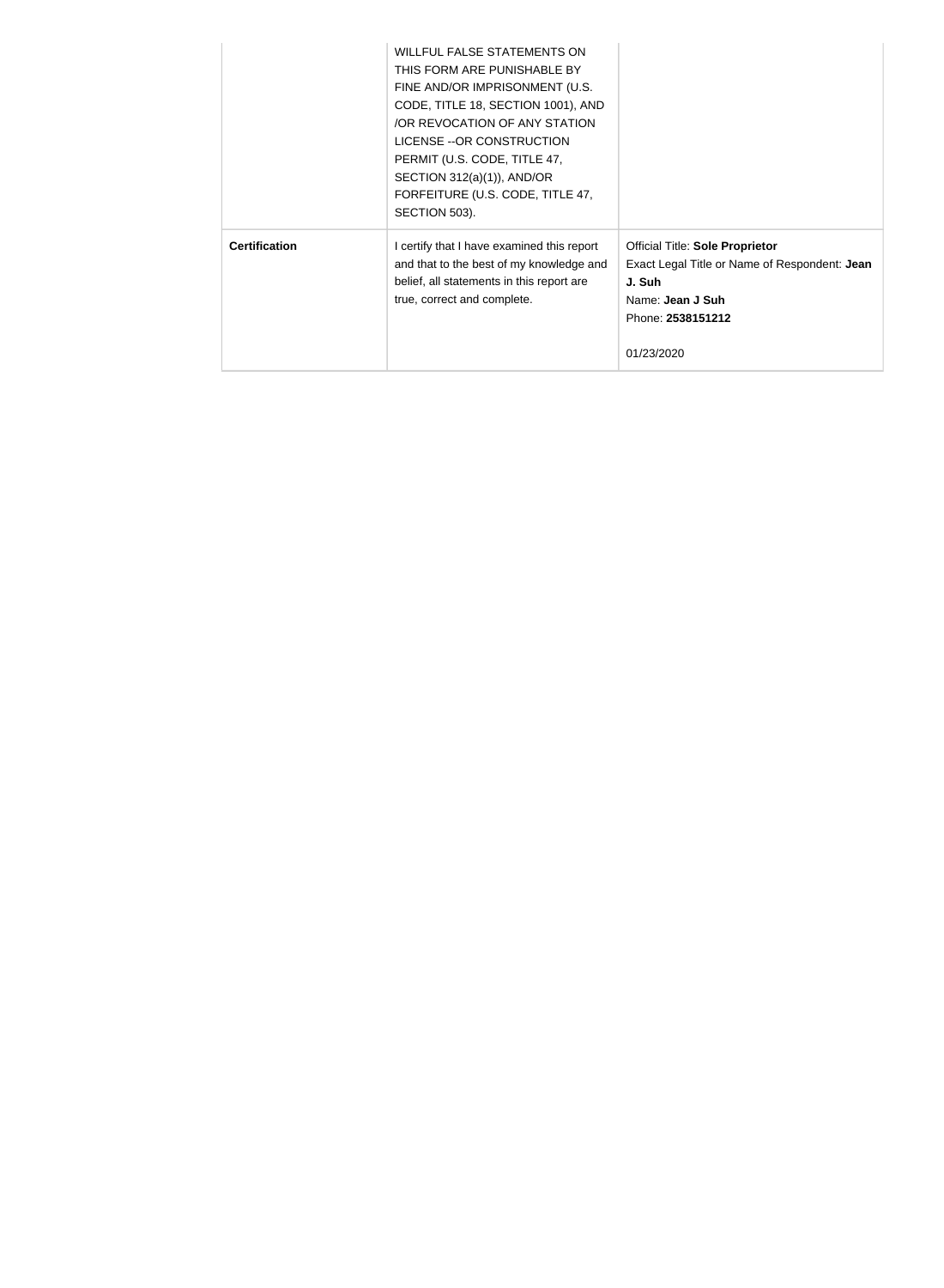| | | |
|---|---|---|
| | WILLFUL FALSE STATEMENTS ON THIS FORM ARE PUNISHABLE BY FINE AND/OR IMPRISONMENT (U.S. CODE, TITLE 18, SECTION 1001), AND /OR REVOCATION OF ANY STATION LICENSE --OR CONSTRUCTION PERMIT (U.S. CODE, TITLE 47, SECTION 312(a)(1)), AND/OR FORFEITURE (U.S. CODE, TITLE 47, SECTION 503). | |
| **Certification** | I certify that I have examined this report and that to the best of my knowledge and belief, all statements in this report are true, correct and complete. | Official Title: **Sole Proprietor**<br>Exact Legal Title or Name of Respondent: **Jean J. Suh**<br>Name: **Jean J Suh**<br>Phone: **2538151212**<br><br>01/23/2020 |